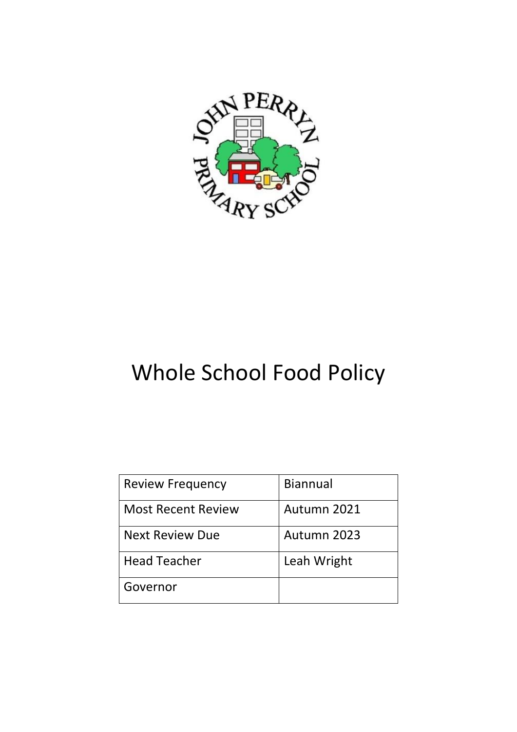# Whole School Food Policy

| Review Frequency | Biannual |
| --- | --- |
| Most Recent Review | Autumn 2021 |
| Next Review Due | Autumn 2023 |
| Head Teacher | Leah Wright |
| Governor | |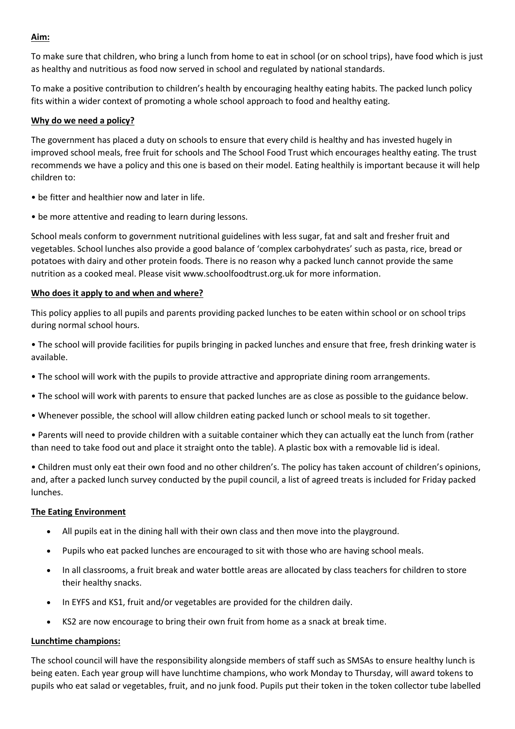**Aim:**

To make sure that children, who bring a lunch from home to eat in school (or on school trips), have food which is just as healthy and nutritious as food now served in school and regulated by national standards.

To make a positive contribution to children's health by encouraging healthy eating habits. The packed lunch policy fits within a wider context of promoting a whole school approach to food and healthy eating.

**Why do we need a policy?**

The government has placed a duty on schools to ensure that every child is healthy and has invested hugely in improved school meals, free fruit for schools and The School Food Trust which encourages healthy eating. The trust recommends we have a policy and this one is based on their model. Eating healthily is important because it will help children to:

- be fitter and healthier now and later in life.
- be more attentive and reading to learn during lessons.

School meals conform to government nutritional guidelines with less sugar, fat and salt and fresher fruit and vegetables. School lunches also provide a good balance of 'complex carbohydrates' such as pasta, rice, bread or potatoes with dairy and other protein foods. There is no reason why a packed lunch cannot provide the same nutrition as a cooked meal. Please visit www.schoolfoodtrust.org.uk for more information.

**Who does it apply to and when and where?**

This policy applies to all pupils and parents providing packed lunches to be eaten within school or on school trips during normal school hours.

- The school will provide facilities for pupils bringing in packed lunches and ensure that free, fresh drinking water is available.
- The school will work with the pupils to provide attractive and appropriate dining room arrangements.
- The school will work with parents to ensure that packed lunches are as close as possible to the guidance below.
- Whenever possible, the school will allow children eating packed lunch or school meals to sit together.
- Parents will need to provide children with a suitable container which they can actually eat the lunch from (rather than need to take food out and place it straight onto the table). A plastic box with a removable lid is ideal.
- Children must only eat their own food and no other children's. The policy has taken account of children's opinions, and, after a packed lunch survey conducted by the pupil council, a list of agreed treats is included for Friday packed lunches.

**The Eating Environment**

- All pupils eat in the dining hall with their own class and then move into the playground.
- Pupils who eat packed lunches are encouraged to sit with those who are having school meals.
- In all classrooms, a fruit break and water bottle areas are allocated by class teachers for children to store their healthy snacks.
- In EYFS and KS1, fruit and/or vegetables are provided for the children daily.
- KS2 are now encourage to bring their own fruit from home as a snack at break time.

**Lunchtime champions:**

The school council will have the responsibility alongside members of staff such as SMSAs to ensure healthy lunch is being eaten. Each year group will have lunchtime champions, who work Monday to Thursday, will award tokens to pupils who eat salad or vegetables, fruit, and no junk food. Pupils put their token in the token collector tube labelled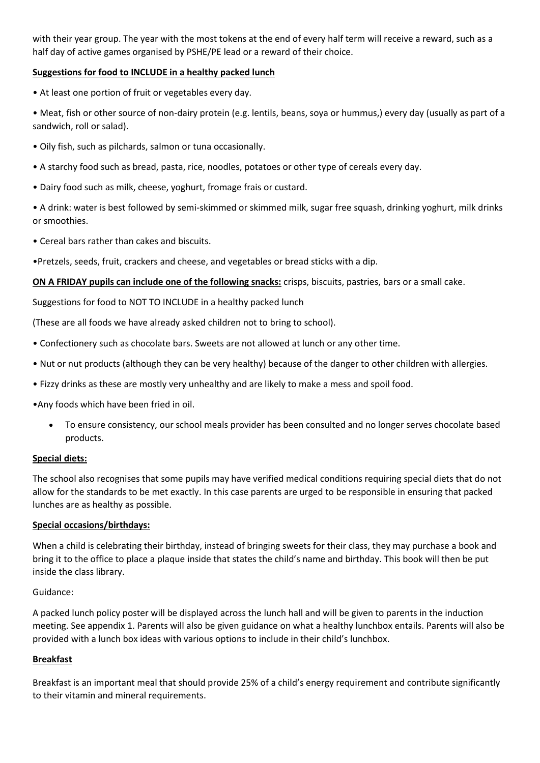with their year group. The year with the most tokens at the end of every half term will receive a reward, such as a half day of active games organised by PSHE/PE lead or a reward of their choice.

**Suggestions for food to INCLUDE in a healthy packed lunch**

- At least one portion of fruit or vegetables every day.
- Meat, fish or other source of non-dairy protein (e.g. lentils, beans, soya or hummus,) every day (usually as part of a sandwich, roll or salad).
- Oily fish, such as pilchards, salmon or tuna occasionally.
- A starchy food such as bread, pasta, rice, noodles, potatoes or other type of cereals every day.
- Dairy food such as milk, cheese, yoghurt, fromage frais or custard.
- A drink: water is best followed by semi-skimmed or skimmed milk, sugar free squash, drinking yoghurt, milk drinks or smoothies.
- Cereal bars rather than cakes and biscuits.
- Pretzels, seeds, fruit, crackers and cheese, and vegetables or bread sticks with a dip.

**ON A FRIDAY pupils can include one of the following snacks:** crisps, biscuits, pastries, bars or a small cake.

Suggestions for food to NOT TO INCLUDE in a healthy packed lunch

(These are all foods we have already asked children not to bring to school).

- Confectionery such as chocolate bars. Sweets are not allowed at lunch or any other time.
- Nut or nut products (although they can be very healthy) because of the danger to other children with allergies.
- Fizzy drinks as these are mostly very unhealthy and are likely to make a mess and spoil food.
- Any foods which have been fried in oil.
  - To ensure consistency, our school meals provider has been consulted and no longer serves chocolate based products.

**Special diets:**

The school also recognises that some pupils may have verified medical conditions requiring special diets that do not allow for the standards to be met exactly. In this case parents are urged to be responsible in ensuring that packed lunches are as healthy as possible.

**Special occasions/birthdays:**

When a child is celebrating their birthday, instead of bringing sweets for their class, they may purchase a book and bring it to the office to place a plaque inside that states the child's name and birthday. This book will then be put inside the class library.

Guidance:

A packed lunch policy poster will be displayed across the lunch hall and will be given to parents in the induction meeting. See appendix 1. Parents will also be given guidance on what a healthy lunchbox entails. Parents will also be provided with a lunch box ideas with various options to include in their child's lunchbox.

**Breakfast**

Breakfast is an important meal that should provide 25% of a child's energy requirement and contribute significantly to their vitamin and mineral requirements.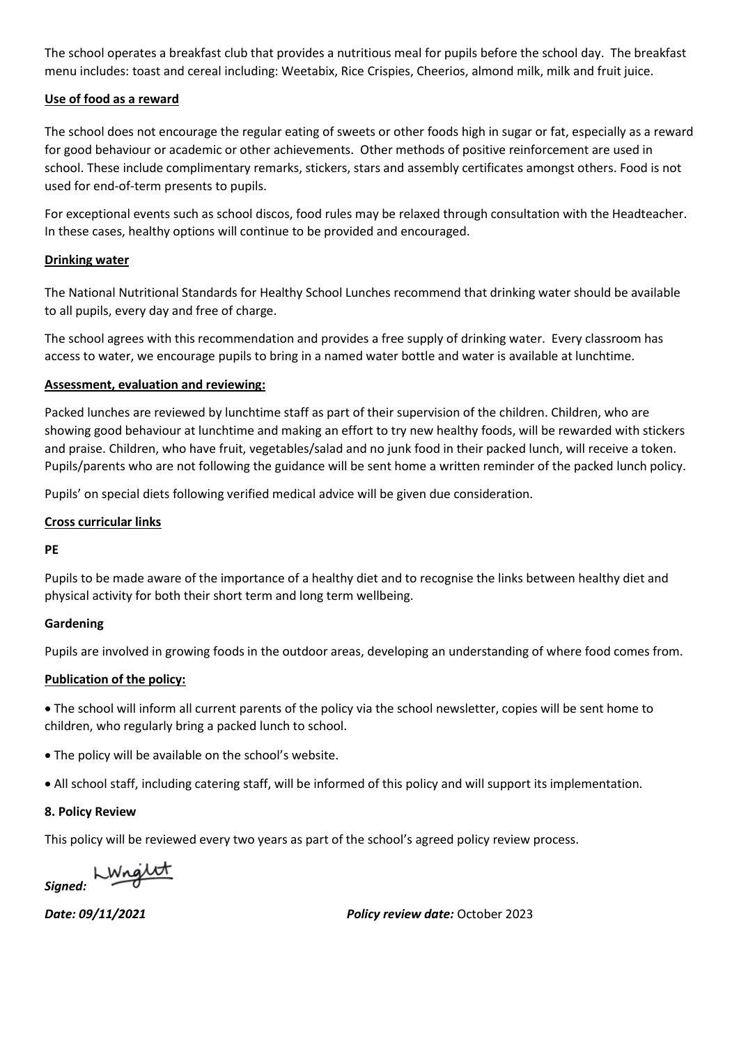The school operates a breakfast club that provides a nutritious meal for pupils before the school day. The breakfast menu includes: toast and cereal including: Weetabix, Rice Crispies, Cheerios, almond milk, milk and fruit juice.

**Use of food as a reward**

The school does not encourage the regular eating of sweets or other foods high in sugar or fat, especially as a reward for good behaviour or academic or other achievements. Other methods of positive reinforcement are used in school. These include complimentary remarks, stickers, stars and assembly certificates amongst others. Food is not used for end-of-term presents to pupils.

For exceptional events such as school discos, food rules may be relaxed through consultation with the Headteacher. In these cases, healthy options will continue to be provided and encouraged.

**Drinking water**

The National Nutritional Standards for Healthy School Lunches recommend that drinking water should be available to all pupils, every day and free of charge.

The school agrees with this recommendation and provides a free supply of drinking water. Every classroom has access to water, we encourage pupils to bring in a named water bottle and water is available at lunchtime.

**Assessment, evaluation and reviewing:**

Packed lunches are reviewed by lunchtime staff as part of their supervision of the children. Children, who are showing good behaviour at lunchtime and making an effort to try new healthy foods, will be rewarded with stickers and praise. Children, who have fruit, vegetables/salad and no junk food in their packed lunch, will receive a token. Pupils/parents who are not following the guidance will be sent home a written reminder of the packed lunch policy.

Pupils' on special diets following verified medical advice will be given due consideration.

**Cross curricular links**

**PE**

Pupils to be made aware of the importance of a healthy diet and to recognise the links between healthy diet and physical activity for both their short term and long term wellbeing.

**Gardening**

Pupils are involved in growing foods in the outdoor areas, developing an understanding of where food comes from.

**Publication of the policy:**

- The school will inform all current parents of the policy via the school newsletter, copies will be sent home to children, who regularly bring a packed lunch to school.
- The policy will be available on the school's website.
- All school staff, including catering staff, will be informed of this policy and will support its implementation.

**8. Policy Review**

This policy will be reviewed every two years as part of the school's agreed policy review process.

***Signed:*** LWright

***Date: 09/11/2021*** ***Policy review date:*** October 2023